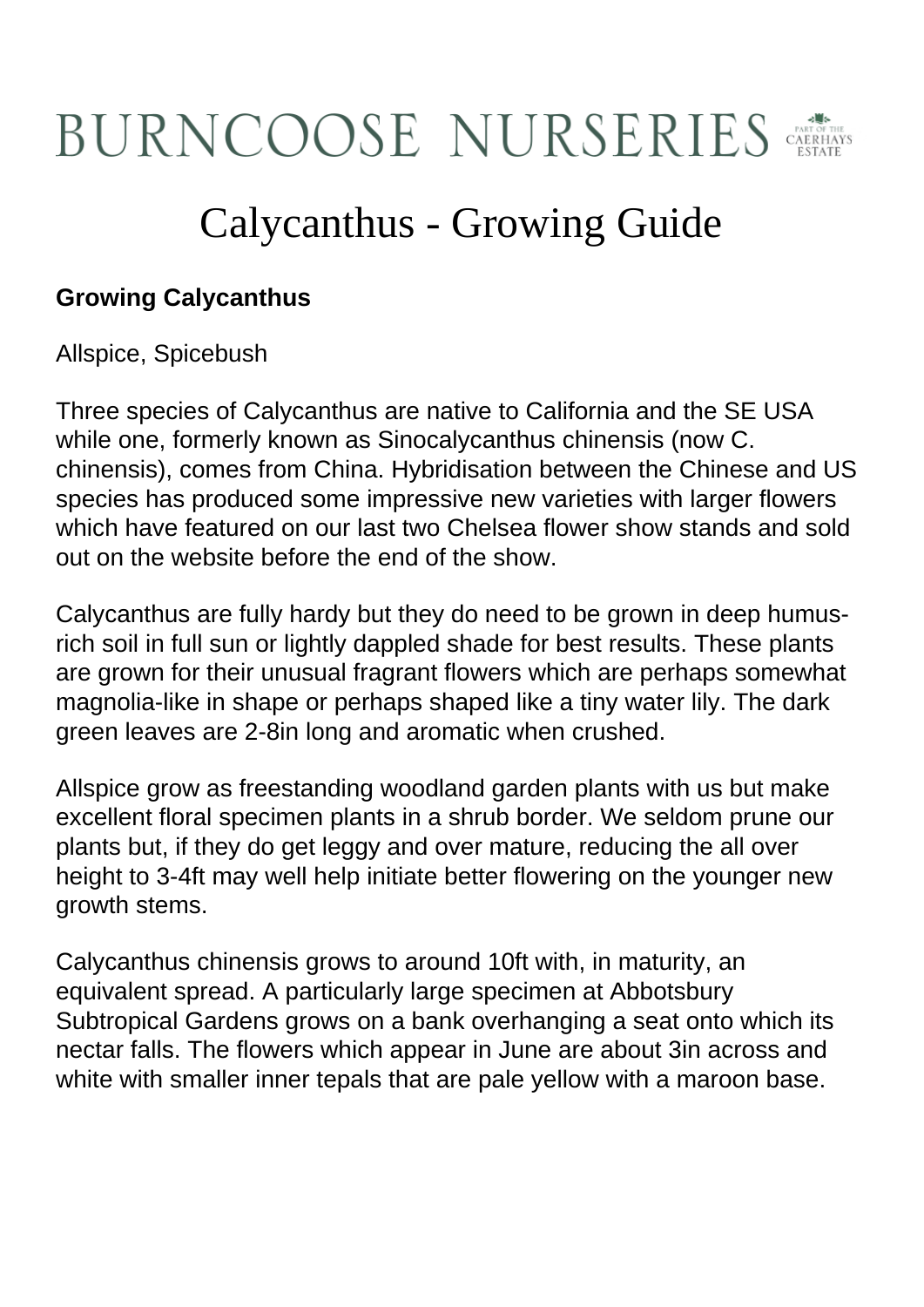# BURNCOOSE NURSERIES

PART OF THE CAERHAYS ESTATE

## Calycanthus - Growing Guide

**Growing Calycanthus**

Allspice, Spicebush

Three species of Calycanthus are native to California and the SE USA while one, formerly known as Sinocalycanthus chinensis (now C. chinensis), comes from China. Hybridisation between the Chinese and US species has produced some impressive new varieties with larger flowers which have featured on our last two Chelsea flower show stands and sold out on the website before the end of the show.

Calycanthus are fully hardy but they do need to be grown in deep humus-rich soil in full sun or lightly dappled shade for best results. These plants are grown for their unusual fragrant flowers which are perhaps somewhat magnolia-like in shape or perhaps shaped like a tiny water lily. The dark green leaves are 2-8in long and aromatic when crushed.

Allspice grow as freestanding woodland garden plants with us but make excellent floral specimen plants in a shrub border. We seldom prune our plants but, if they do get leggy and over mature, reducing the all over height to 3-4ft may well help initiate better flowering on the younger new growth stems.

Calycanthus chinensis grows to around 10ft with, in maturity, an equivalent spread. A particularly large specimen at Abbotsbury Subtropical Gardens grows on a bank overhanging a seat onto which its nectar falls. The flowers which appear in June are about 3in across and white with smaller inner tepals that are pale yellow with a maroon base.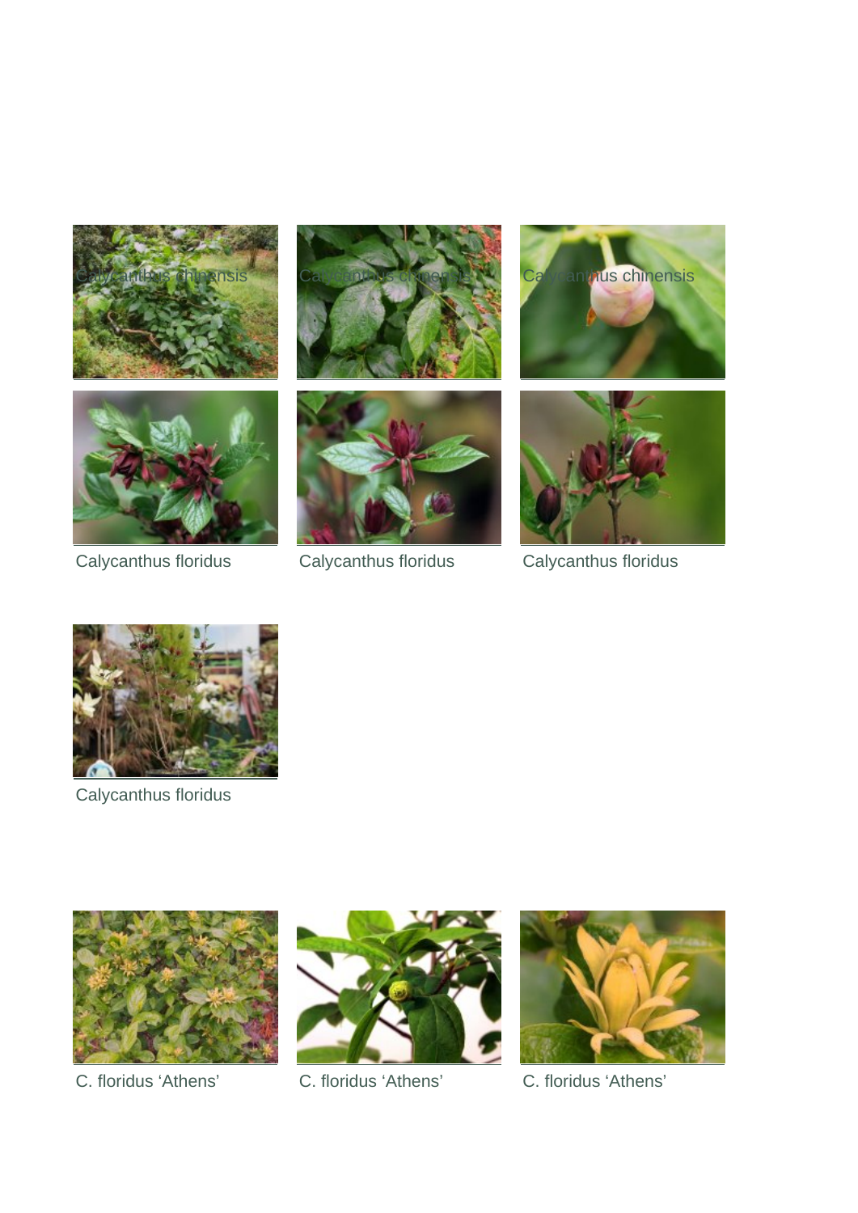Calycanthus chinensis

Calycanthus chinensis

Calycanthus chinensis

Calycanthus floridus

Calycanthus floridus

Calycanthus floridus

Calycanthus floridus

C. floridus ‘Athens’

C. floridus ‘Athens’

C. floridus ‘Athens’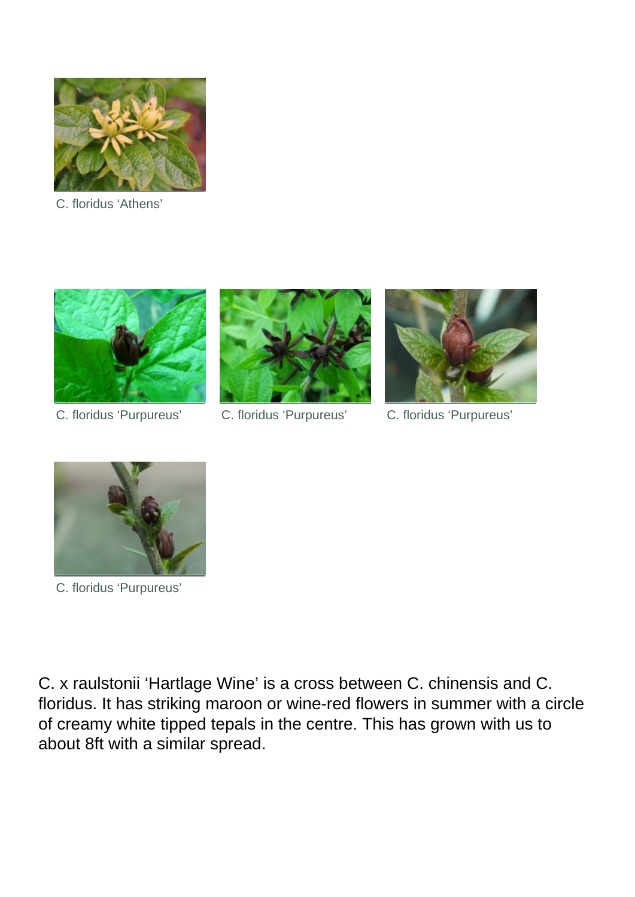C. floridus 'Athens'

C. floridus 'Purpureus'

C. floridus 'Purpureus'

C. floridus 'Purpureus'

C. floridus 'Purpureus'

C. x raulstonii 'Hartlage Wine' is a cross between C. chinensis and C. floridus. It has striking maroon or wine-red flowers in summer with a circle of creamy white tipped tepals in the centre. This has grown with us to about 8ft with a similar spread.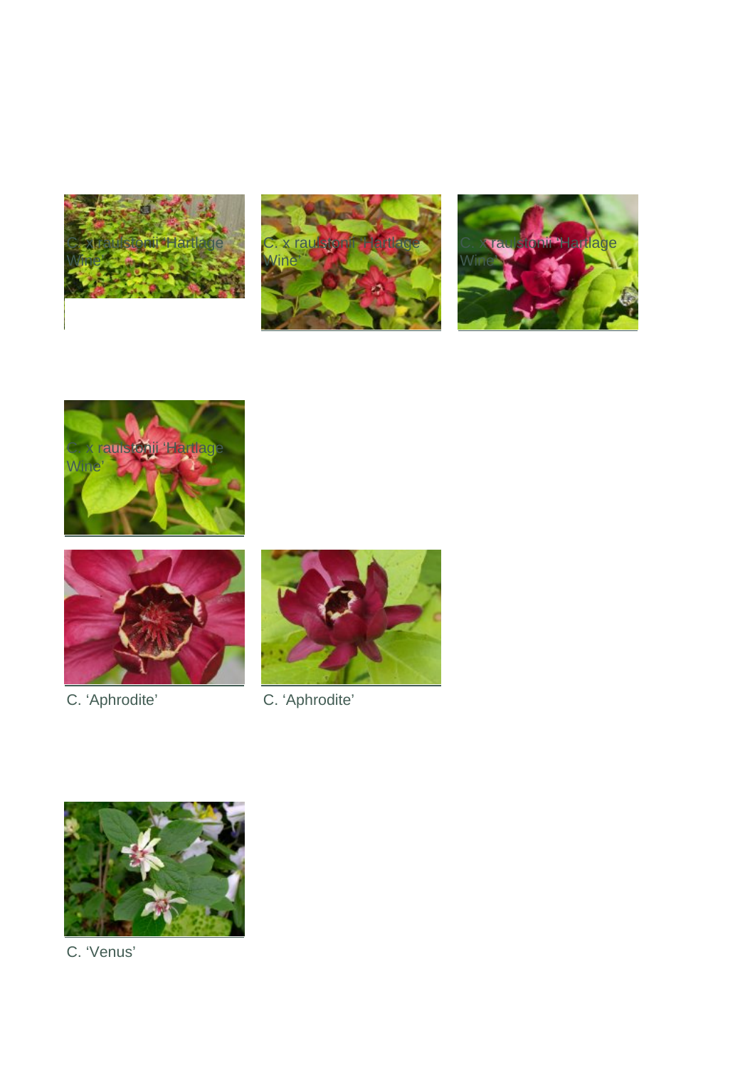C. x raulstonii 'Hartlage Wine'

C. x raulstonii 'Hartlage Wine'

C. x raulstonii 'Hartlage Wine'

C. x raulstonii 'Hartlage Wine'

C. 'Aphrodite'

C. 'Aphrodite'

C. 'Venus'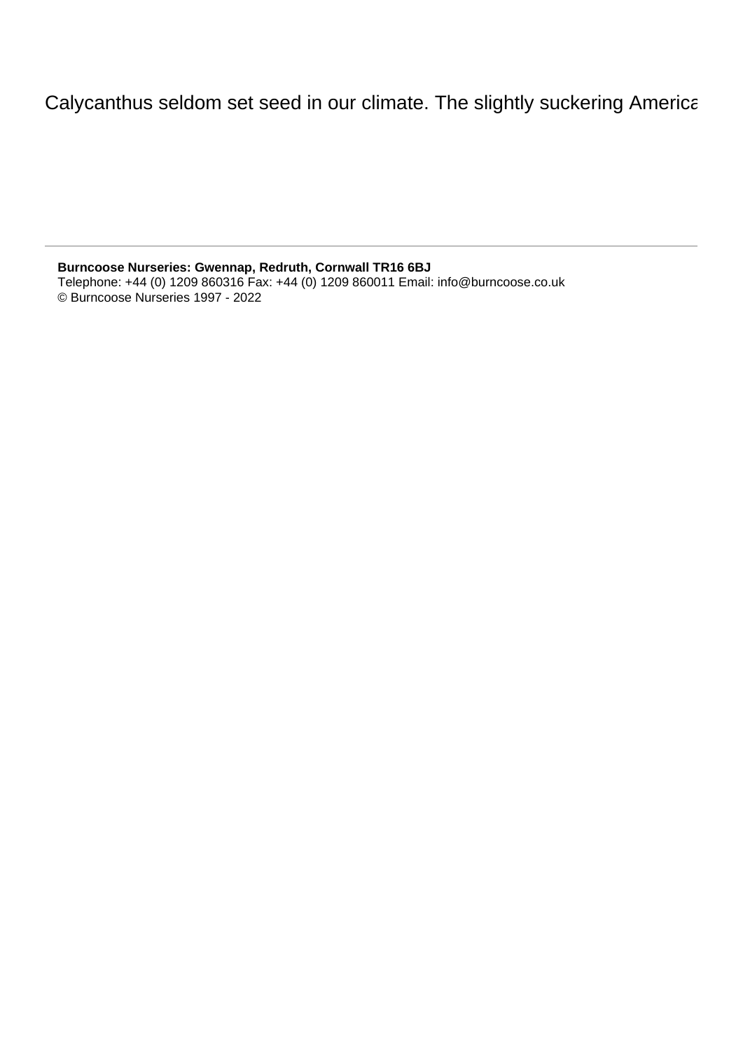Calycanthus seldom set seed in our climate. The slightly suckering America

**Burncoose Nurseries: Gwennap, Redruth, Cornwall TR16 6BJ**
Telephone: +44 (0) 1209 860316 Fax: +44 (0) 1209 860011 Email: info@burncoose.co.uk
© Burncoose Nurseries 1997 - 2022